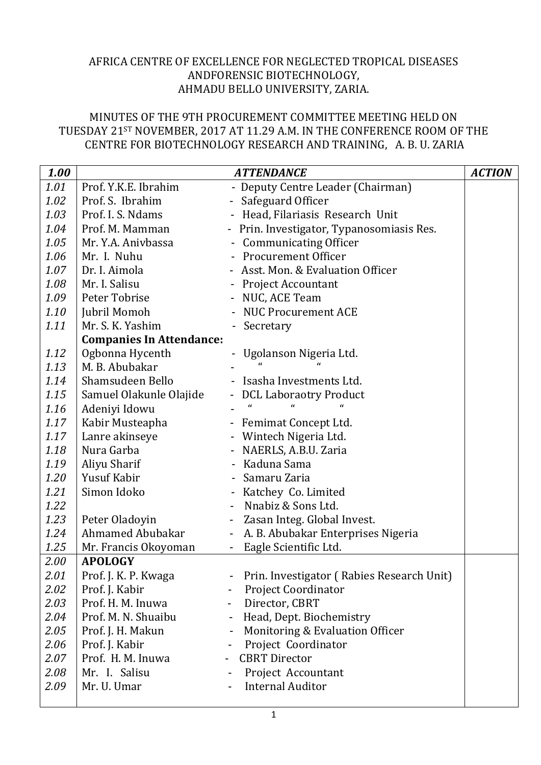AFRICA CENTRE OF EXCELLENCE FOR NEGLECTED TROPICAL DISEASES ANDFORENSIC BIOTECHNOLOGY, AHMADU BELLO UNIVERSITY, ZARIA.

MINUTES OF THE 9TH PROCUREMENT COMMITTEE MEETING HELD ON TUESDAY 21ST NOVEMBER, 2017 AT 11.29 A.M. IN THE CONFERENCE ROOM OF THE CENTRE FOR BIOTECHNOLOGY RESEARCH AND TRAINING, A. B. U. ZARIA

| *1.00* | *ATTENDANCE* | | *ACTION* |
|---|---|---|---|
| *1.01* | Prof. Y.K.E. Ibrahim | - Deputy Centre Leader (Chairman) | |
| *1.02* | Prof. S. Ibrahim | - Safeguard Officer | |
| *1.03* | Prof. I. S. Ndams | - Head, Filariasis Research Unit | |
| *1.04* | Prof. M. Mamman | - Prin. Investigator, Typanosomiasis Res. | |
| *1.05* | Mr. Y.A. Anivbassa | - Communicating Officer | |
| *1.06* | Mr. I. Nuhu | - Procurement Officer | |
| *1.07* | Dr. I. Aimola | - Asst. Mon. & Evaluation Officer | |
| *1.08* | Mr. I. Salisu | - Project Accountant | |
| *1.09* | Peter Tobrise | - NUC, ACE Team | |
| *1.10* | Jubril Momoh | - NUC Procurement ACE | |
| *1.11* | Mr. S. K. Yashim | - Secretary | |
| | **Companies In Attendance:** | | |
| *1.12* | Ogbonna Hycenth | - Ugolanson Nigeria Ltd. | |
| *1.13* | M. B. Abubakar | - " " | |
| *1.14* | Shamsudeen Bello | - Isasha Investments Ltd. | |
| *1.15* | Samuel Olakunle Olajide | - DCL Laboraotry Product | |
| *1.16* | Adeniyi Idowu | - " " " | |
| *1.17* | Kabir Musteapha | - Femimat Concept Ltd. | |
| *1.17* | Lanre akinseye | - Wintech Nigeria Ltd. | |
| *1.18* | Nura Garba | - NAERLS, A.B.U. Zaria | |
| *1.19* | Aliyu Sharif | - Kaduna Sama | |
| *1.20* | Yusuf Kabir | - Samaru Zaria | |
| *1.21* | Simon Idoko | - Katchey Co. Limited | |
| *1.22* | | - Nnabiz & Sons Ltd. | |
| *1.23* | Peter Oladoyin | - Zasan Integ. Global Invest. | |
| *1.24* | Ahmamed Abubakar | - A. B. Abubakar Enterprises Nigeria | |
| *1.25* | Mr. Francis Okoyoman | - Eagle Scientific Ltd. | |
| *2.00* | **APOLOGY** | | |
| *2.01* | Prof. J. K. P. Kwaga | - Prin. Investigator ( Rabies Research Unit) | |
| *2.02* | Prof. J. Kabir | - Project Coordinator | |
| *2.03* | Prof. H. M. Inuwa | - Director, CBRT | |
| *2.04* | Prof. M. N. Shuaibu | - Head, Dept. Biochemistry | |
| *2.05* | Prof. J. H. Makun | - Monitoring & Evaluation Officer | |
| *2.06* | Prof. J. Kabir | - Project Coordinator | |
| *2.07* | Prof. H. M. Inuwa | - CBRT Director | |
| *2.08* | Mr. I. Salisu | - Project Accountant | |
| *2.09* | Mr. U. Umar | - Internal Auditor | |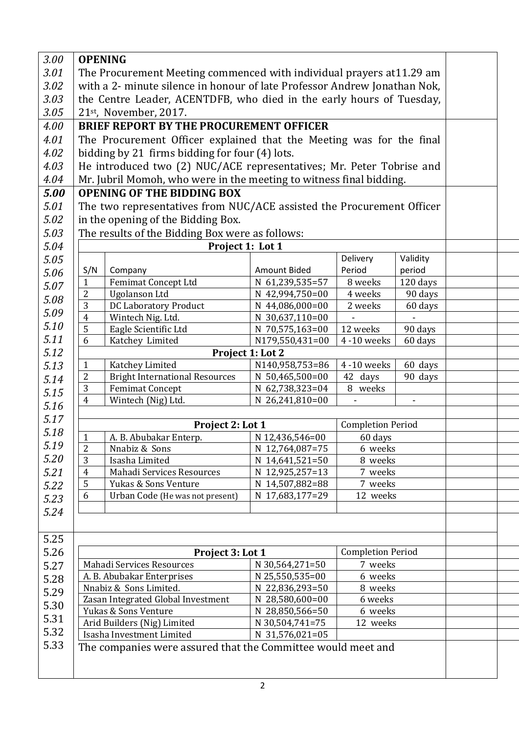| | | |
|---|---|---|
| *3.00* | **OPENING** | |
| *3.01* | The Procurement Meeting commenced with individual prayers at11.29 am | |
| *3.02* | with a 2- minute silence in honour of late Professor Andrew Jonathan Nok, | |
| *3.03* | the Centre Leader, ACENTDFB, who died in the early hours of Tuesday, | |
| *3.05* | 21st, November, 2017. | |
| *4.00* | **BRIEF REPORT BY THE PROCUREMENT OFFICER** | |
| *4.01* | The Procurement Officer explained that the Meeting was for the final | |
| *4.02* | bidding by 21 firms bidding for four (4) lots. | |
| *4.03* | He introduced two (2) NUC/ACE representatives; Mr. Peter Tobrise and | |
| *4.04* | Mr. Jubril Momoh, who were in the meeting to witness final bidding. | |
| ***5.00*** | **OPENING OF THE BIDDING BOX** | |
| *5.01* | The two representatives from NUC/ACE assisted the Procurement Officer | |
| *5.02* | in the opening of the Bidding Box. | |
| *5.03* | The results of the Bidding Box were as follows: | |

**Project 1: Lot 1**

| S/N | Company | Amount Bided | Delivery Period | Validity period |
|---|---|---|---|---|
| 1 | Femimat Concept Ltd | N 61,239,535=57 | 8 weeks | 120 days |
| 2 | Ugolanson Ltd | N 42,994,750=00 | 4 weeks | 90 days |
| 3 | DC Laboratory Product | N 44,086,000=00 | 2 weeks | 60 days |
| 4 | Wintech Nig. Ltd. | N 30,637,110=00 | - | - |
| 5 | Eagle Scientific Ltd | N 70,575,163=00 | 12 weeks | 90 days |
| 6 | Katchey Limited | N179,550,431=00 | 4 -10 weeks | 60 days |

**Project 1: Lot 2**

| S/N | Company | Amount Bided | Delivery Period | Validity period |
|---|---|---|---|---|
| 1 | Katchey Limited | N140,958,753=86 | 4 -10 weeks | 60 days |
| 2 | Bright International Resources | N 50,465,500=00 | 42 days | 90 days |
| 3 | Femimat Concept | N 62,738,323=04 | 8 weeks | |
| 4 | Wintech (Nig) Ltd. | N 26,241,810=00 | - | - |

**Project 2: Lot 1**

| S/N | Company | Amount Bided | Completion Period |
|---|---|---|---|
| 1 | A. B. Abubakar Enterp. | N 12,436,546=00 | 60 days |
| 2 | Nnabiz & Sons | N 12,764,087=75 | 6 weeks |
| 3 | Isasha Limited | N 14,641,521=50 | 8 weeks |
| 4 | Mahadi Services Resources | N 12,925,257=13 | 7 weeks |
| 5 | Yukas & Sons Venture | N 14,507,882=88 | 7 weeks |
| 6 | Urban Code (He was not present) | N 17,683,177=29 | 12 weeks |

**Project 3: Lot 1**

| Company | Amount Bided | Completion Period |
|---|---|---|
| Mahadi Services Resources | N 30,564,271=50 | 7 weeks |
| A. B. Abubakar Enterprises | N 25,550,535=00 | 6 weeks |
| Nnabiz & Sons Limited. | N 22,836,293=50 | 8 weeks |
| Zasan Integrated Global Investment | N 28,580,600=00 | 6 weeks |
| Yukas & Sons Venture | N 28,850,566=50 | 6 weeks |
| Arid Builders (Nig) Limited | N 30,504,741=75 | 12 weeks |
| Isasha Investment Limited | N 31,576,021=05 | |

| | | |
|---|---|---|
| 5.33 | The companies were assured that the Committee would meet and | |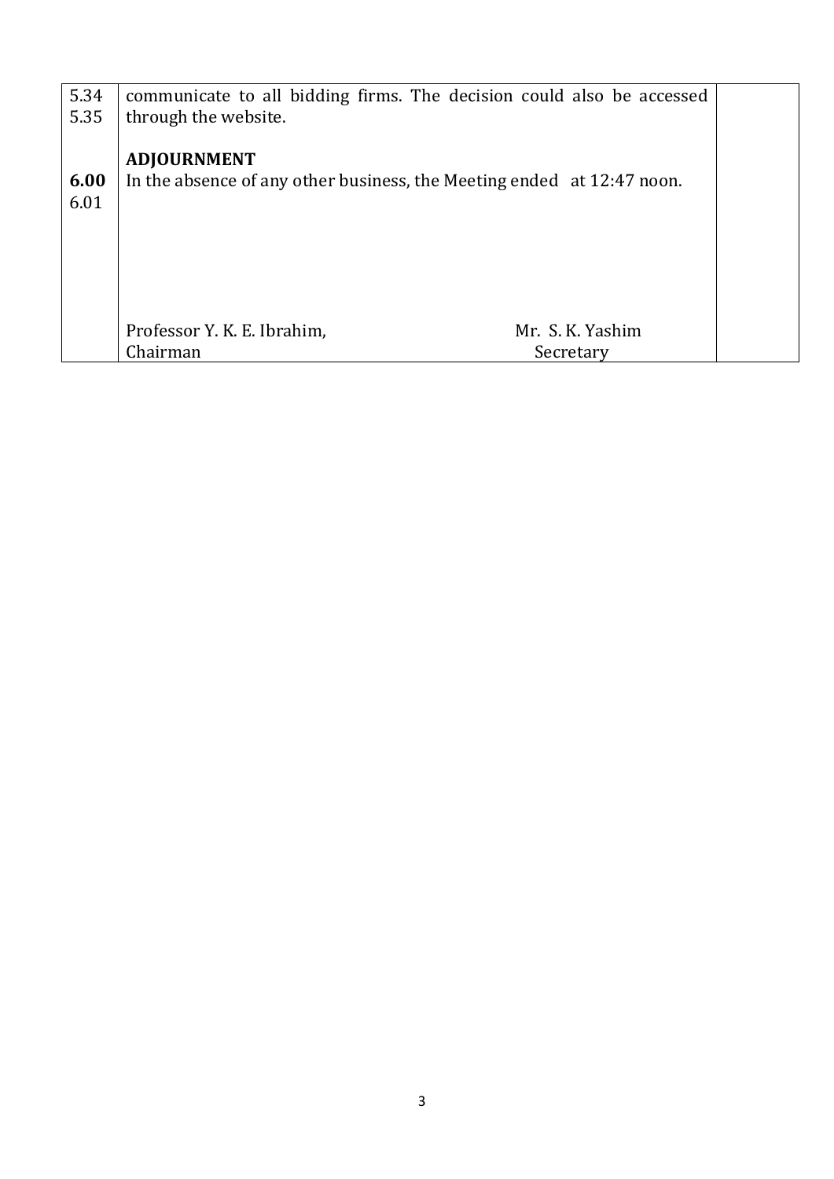| | | |
|---|---|---|
| 5.34<br>5.35 | communicate to all bidding firms. The decision could also be accessed through the website. | |
| **6.00**<br>6.01 | **ADJOURNMENT**<br>In the absence of any other business, the Meeting ended at 12:47 noon. | |
| | Professor Y. K. E. Ibrahim,<br>Chairman<br><br>Mr. S. K. Yashim<br>Secretary | |